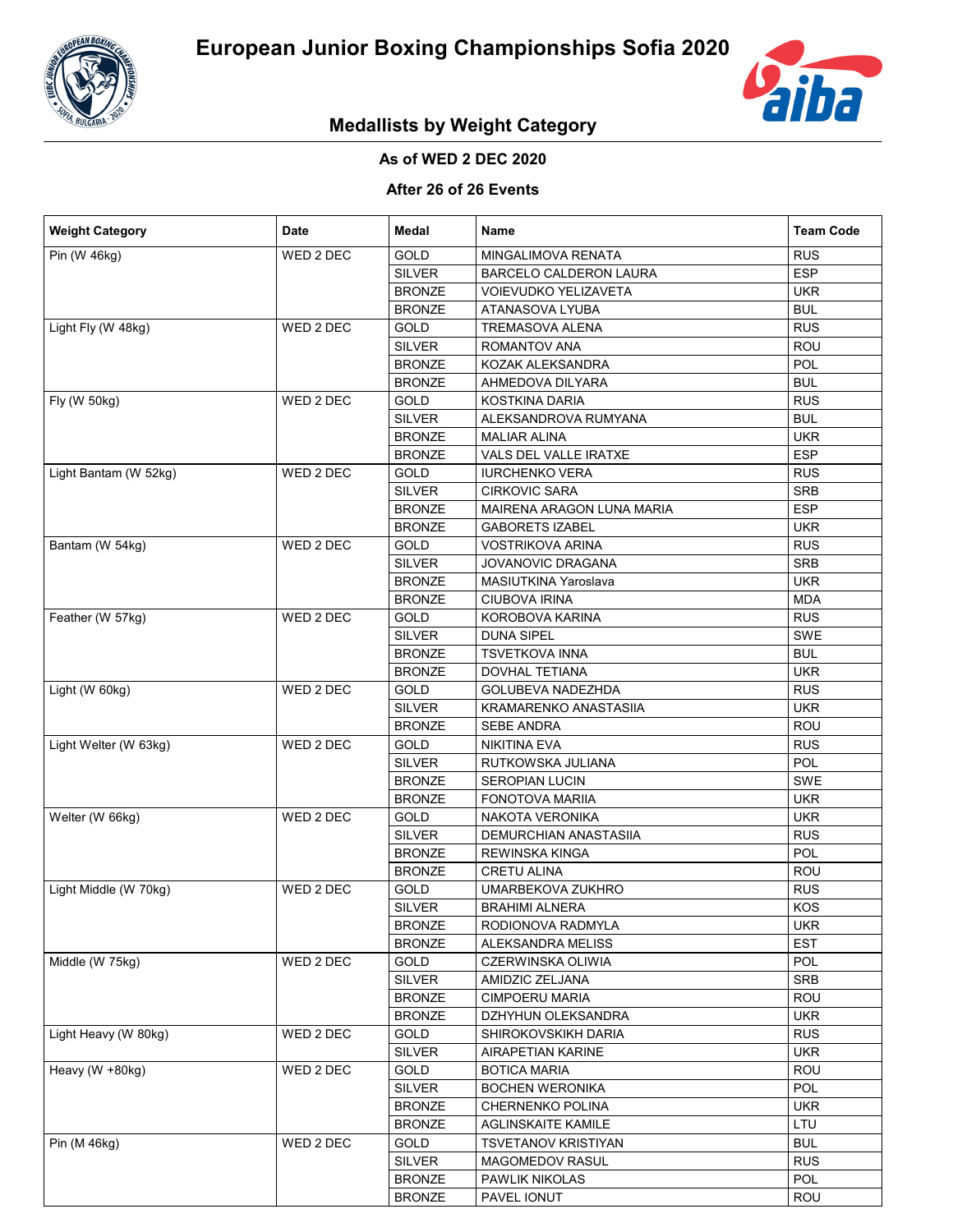# European Junior Boxing Championships Sofia 2020

## Medallists by Weight Category

**As of WED 2 DEC 2020**

**After 26 of 26 Events**

| Weight Category | Date | Medal | Name | Team Code |
|---|---|---|---|---|
| Pin (W 46kg) | WED 2 DEC | GOLD | MINGALIMOVA RENATA | RUS |
| | | SILVER | BARCELO CALDERON LAURA | ESP |
| | | BRONZE | VOIEVUDKO YELIZAVETA | UKR |
| | | BRONZE | ATANASOVA LYUBA | BUL |
| Light Fly (W 48kg) | WED 2 DEC | GOLD | TREMASOVA ALENA | RUS |
| | | SILVER | ROMANTOV ANA | ROU |
| | | BRONZE | KOZAK ALEKSANDRA | POL |
| | | BRONZE | AHMEDOVA DILYARA | BUL |
| Fly (W 50kg) | WED 2 DEC | GOLD | KOSTKINA DARIA | RUS |
| | | SILVER | ALEKSANDROVA RUMYANA | BUL |
| | | BRONZE | MALIAR ALINA | UKR |
| | | BRONZE | VALS DEL VALLE IRATXE | ESP |
| Light Bantam (W 52kg) | WED 2 DEC | GOLD | IURCHENKO VERA | RUS |
| | | SILVER | CIRKOVIC SARA | SRB |
| | | BRONZE | MAIRENA ARAGON LUNA MARIA | ESP |
| | | BRONZE | GABORETS IZABEL | UKR |
| Bantam (W 54kg) | WED 2 DEC | GOLD | VOSTRIKOVA ARINA | RUS |
| | | SILVER | JOVANOVIC DRAGANA | SRB |
| | | BRONZE | MASIUTKINA Yaroslava | UKR |
| | | BRONZE | CIUBOVA IRINA | MDA |
| Feather (W 57kg) | WED 2 DEC | GOLD | KOROBOVA KARINA | RUS |
| | | SILVER | DUNA SIPEL | SWE |
| | | BRONZE | TSVETKOVA INNA | BUL |
| | | BRONZE | DOVHAL TETIANA | UKR |
| Light (W 60kg) | WED 2 DEC | GOLD | GOLUBEVA NADEZHDA | RUS |
| | | SILVER | KRAMARENKO ANASTASIIA | UKR |
| | | BRONZE | SEBE ANDRA | ROU |
| Light Welter (W 63kg) | WED 2 DEC | GOLD | NIKITINA EVA | RUS |
| | | SILVER | RUTKOWSKA JULIANA | POL |
| | | BRONZE | SEROPIAN LUCIN | SWE |
| | | BRONZE | FONOTOVA MARIIA | UKR |
| Welter (W 66kg) | WED 2 DEC | GOLD | NAKOTA VERONIKA | UKR |
| | | SILVER | DEMURCHIAN ANASTASIIA | RUS |
| | | BRONZE | REWINSKA KINGA | POL |
| | | BRONZE | CRETU ALINA | ROU |
| Light Middle (W 70kg) | WED 2 DEC | GOLD | UMARBEKOVA ZUKHRO | RUS |
| | | SILVER | BRAHIMI ALNERA | KOS |
| | | BRONZE | RODIONOVA RADMYLA | UKR |
| | | BRONZE | ALEKSANDRA MELISS | EST |
| Middle (W 75kg) | WED 2 DEC | GOLD | CZERWINSKA OLIWIA | POL |
| | | SILVER | AMIDZIC ZELJANA | SRB |
| | | BRONZE | CIMPOERU MARIA | ROU |
| | | BRONZE | DZHYHUN OLEKSANDRA | UKR |
| Light Heavy (W 80kg) | WED 2 DEC | GOLD | SHIROKOVSKIKH DARIA | RUS |
| | | SILVER | AIRAPETIAN KARINE | UKR |
| Heavy (W +80kg) | WED 2 DEC | GOLD | BOTICA MARIA | ROU |
| | | SILVER | BOCHEN WERONIKA | POL |
| | | BRONZE | CHERNENKO POLINA | UKR |
| | | BRONZE | AGLINSKAITE KAMILE | LTU |
| Pin (M 46kg) | WED 2 DEC | GOLD | TSVETANOV KRISTIYAN | BUL |
| | | SILVER | MAGOMEDOV RASUL | RUS |
| | | BRONZE | PAWLIK NIKOLAS | POL |
| | | BRONZE | PAVEL IONUT | ROU |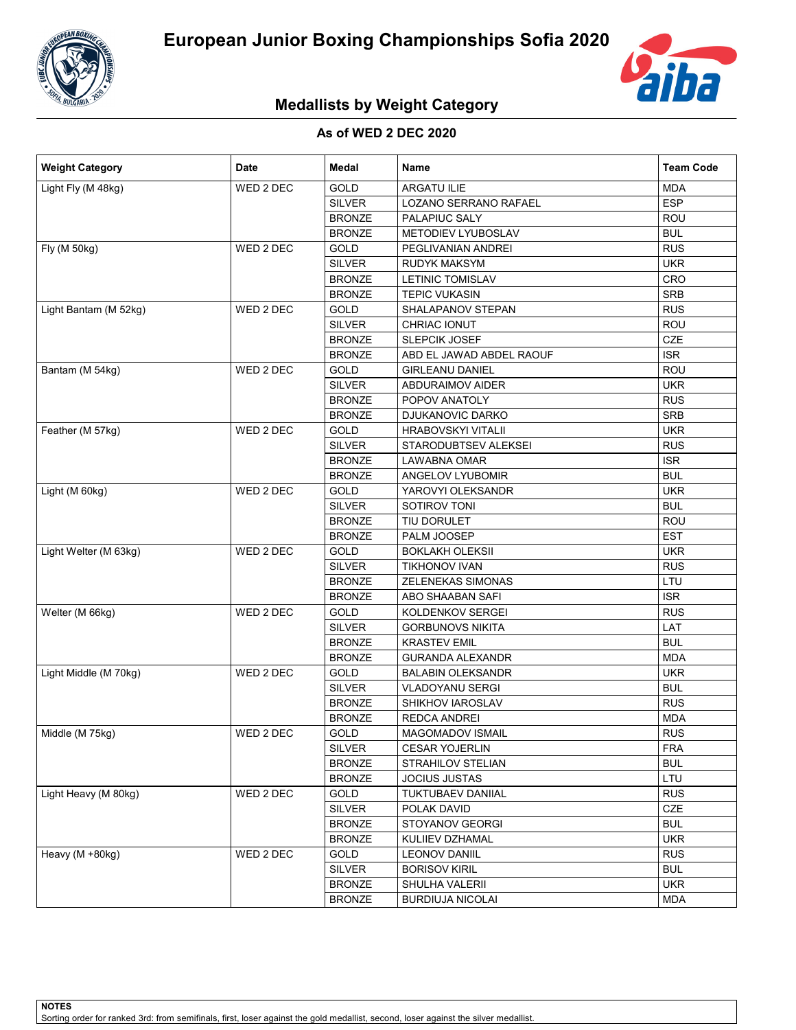# European Junior Boxing Championships Sofia 2020

## Medallists by Weight Category

**As of WED 2 DEC 2020**

| Weight Category | Date | Medal | Name | Team Code |
|---|---|---|---|---|
| Light Fly (M 48kg) | WED 2 DEC | GOLD | ARGATU ILIE | MDA |
| | | SILVER | LOZANO SERRANO RAFAEL | ESP |
| | | BRONZE | PALAPIUC SALY | ROU |
| | | BRONZE | METODIEV LYUBOSLAV | BUL |
| Fly (M 50kg) | WED 2 DEC | GOLD | PEGLIVANIAN ANDREI | RUS |
| | | SILVER | RUDYK MAKSYM | UKR |
| | | BRONZE | LETINIC TOMISLAV | CRO |
| | | BRONZE | TEPIC VUKASIN | SRB |
| Light Bantam (M 52kg) | WED 2 DEC | GOLD | SHALAPANOV STEPAN | RUS |
| | | SILVER | CHRIAC IONUT | ROU |
| | | BRONZE | SLEPCIK JOSEF | CZE |
| | | BRONZE | ABD EL JAWAD ABDEL RAOUF | ISR |
| Bantam (M 54kg) | WED 2 DEC | GOLD | GIRLEANU DANIEL | ROU |
| | | SILVER | ABDURAIMOV AIDER | UKR |
| | | BRONZE | POPOV ANATOLY | RUS |
| | | BRONZE | DJUKANOVIC DARKO | SRB |
| Feather (M 57kg) | WED 2 DEC | GOLD | HRABOVSKYI VITALII | UKR |
| | | SILVER | STARODUBTSEV ALEKSEI | RUS |
| | | BRONZE | LAWABNA OMAR | ISR |
| | | BRONZE | ANGELOV LYUBOMIR | BUL |
| Light (M 60kg) | WED 2 DEC | GOLD | YAROVYI OLEKSANDR | UKR |
| | | SILVER | SOTIROV TONI | BUL |
| | | BRONZE | TIU DORULET | ROU |
| | | BRONZE | PALM JOOSEP | EST |
| Light Welter (M 63kg) | WED 2 DEC | GOLD | BOKLAKH OLEKSII | UKR |
| | | SILVER | TIKHONOV IVAN | RUS |
| | | BRONZE | ZELENEKAS SIMONAS | LTU |
| | | BRONZE | ABO SHAABAN SAFI | ISR |
| Welter (M 66kg) | WED 2 DEC | GOLD | KOLDENKOV SERGEI | RUS |
| | | SILVER | GORBUNOVS NIKITA | LAT |
| | | BRONZE | KRASTEV EMIL | BUL |
| | | BRONZE | GURANDA ALEXANDR | MDA |
| Light Middle (M 70kg) | WED 2 DEC | GOLD | BALABIN OLEKSANDR | UKR |
| | | SILVER | VLADOYANU SERGI | BUL |
| | | BRONZE | SHIKHOV IAROSLAV | RUS |
| | | BRONZE | REDCA ANDREI | MDA |
| Middle (M 75kg) | WED 2 DEC | GOLD | MAGOMADOV ISMAIL | RUS |
| | | SILVER | CESAR YOJERLIN | FRA |
| | | BRONZE | STRAHILOV STELIAN | BUL |
| | | BRONZE | JOCIUS JUSTAS | LTU |
| Light Heavy (M 80kg) | WED 2 DEC | GOLD | TUKTUBAEV DANIIAL | RUS |
| | | SILVER | POLAK DAVID | CZE |
| | | BRONZE | STOYANOV GEORGI | BUL |
| | | BRONZE | KULIIEV DZHAMAL | UKR |
| Heavy (M +80kg) | WED 2 DEC | GOLD | LEONOV DANIIL | RUS |
| | | SILVER | BORISOV KIRIL | BUL |
| | | BRONZE | SHULHA VALERII | UKR |
| | | BRONZE | BURDIUJA NICOLAI | MDA |

**NOTES**
Sorting order for ranked 3rd: from semifinals, first, loser against the gold medallist, second, loser against the silver medallist.